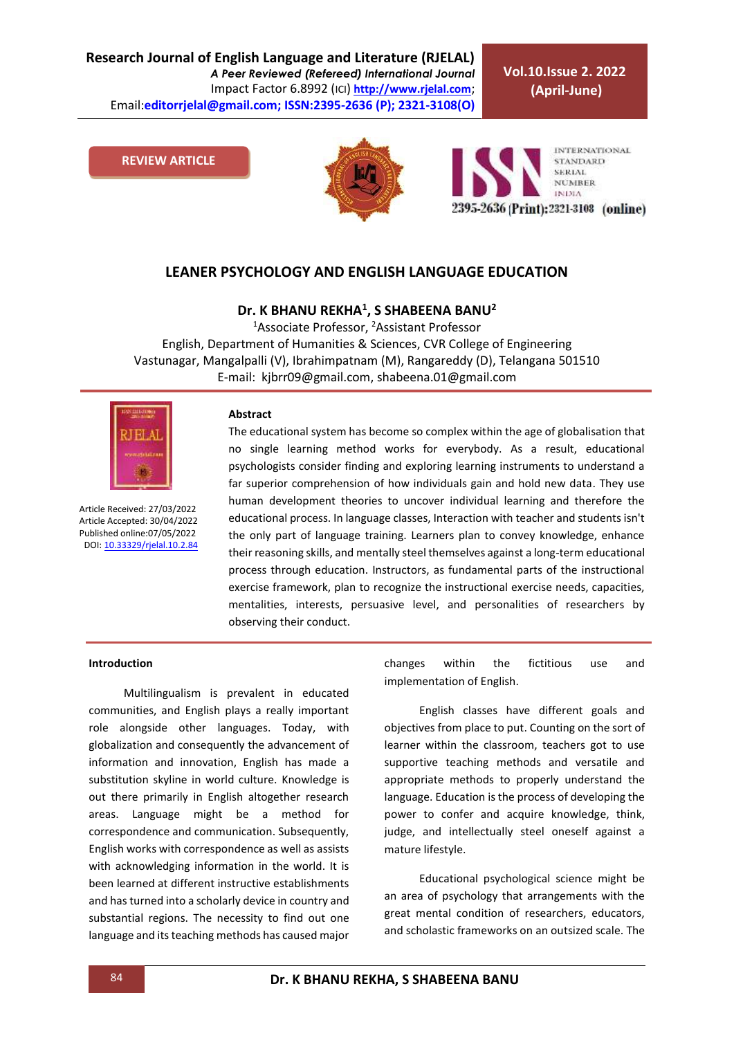REVIEW ARTICLE

# LEANER PSYCHOLOGY AND ENGLISH LANGUAGE EDUCATION

**Dr. K BHANU REKHA[1], S SHABEENA BANU[2]**

[1]Associate Professor, [2]Assistant Professor
English, Department of Humanities & Sciences, CVR College of Engineering
Vastunagar, Mangalpalli (V), Ibrahimpatnam (M), Rangareddy (D), Telangana 501510
E-mail: kjbrr09@gmail.com, shabeena.01@gmail.com

Article Received: 27/03/2022
Article Accepted: 30/04/2022
Published online:07/05/2022
DOI: 10.33329/rjelal.10.2.84

### Abstract

The educational system has become so complex within the age of globalisation that no single learning method works for everybody. As a result, educational psychologists consider finding and exploring learning instruments to understand a far superior comprehension of how individuals gain and hold new data. They use human development theories to uncover individual learning and therefore the educational process. In language classes, Interaction with teacher and students isn't the only part of language training. Learners plan to convey knowledge, enhance their reasoning skills, and mentally steel themselves against a long-term educational process through education. Instructors, as fundamental parts of the instructional exercise framework, plan to recognize the instructional exercise needs, capacities, mentalities, interests, persuasive level, and personalities of researchers by observing their conduct.

## Introduction

Multilingualism is prevalent in educated communities, and English plays a really important role alongside other languages. Today, with globalization and consequently the advancement of information and innovation, English has made a substitution skyline in world culture. Knowledge is out there primarily in English altogether research areas. Language might be a method for correspondence and communication. Subsequently, English works with correspondence as well as assists with acknowledging information in the world. It is been learned at different instructive establishments and has turned into a scholarly device in country and substantial regions. The necessity to find out one language and its teaching methods has caused major changes within the fictitious use and implementation of English.

English classes have different goals and objectives from place to put. Counting on the sort of learner within the classroom, teachers got to use supportive teaching methods and versatile and appropriate methods to properly understand the language. Education is the process of developing the power to confer and acquire knowledge, think, judge, and intellectually steel oneself against a mature lifestyle.

Educational psychological science might be an area of psychology that arrangements with the great mental condition of researchers, educators, and scholastic frameworks on an outsized scale. The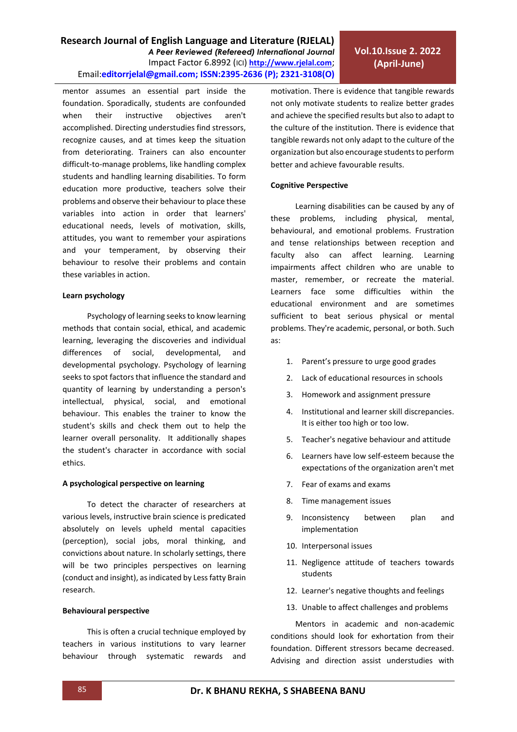mentor assumes an essential part inside the foundation. Sporadically, students are confounded when their instructive objectives aren't accomplished. Directing understudies find stressors, recognize causes, and at times keep the situation from deteriorating. Trainers can also encounter difficult-to-manage problems, like handling complex students and handling learning disabilities. To form education more productive, teachers solve their problems and observe their behaviour to place these variables into action in order that learners' educational needs, levels of motivation, skills, attitudes, you want to remember your aspirations and your temperament, by observing their behaviour to resolve their problems and contain these variables in action.

#### Learn psychology

Psychology of learning seeks to know learning methods that contain social, ethical, and academic learning, leveraging the discoveries and individual differences of social, developmental, and developmental psychology. Psychology of learning seeks to spot factors that influence the standard and quantity of learning by understanding a person's intellectual, physical, social, and emotional behaviour. This enables the trainer to know the student's skills and check them out to help the learner overall personality. It additionally shapes the student's character in accordance with social ethics.

#### A psychological perspective on learning

To detect the character of researchers at various levels, instructive brain science is predicated absolutely on levels upheld mental capacities (perception), social jobs, moral thinking, and convictions about nature. In scholarly settings, there will be two principles perspectives on learning (conduct and insight), as indicated by Less fatty Brain research.

#### Behavioural perspective

This is often a crucial technique employed by teachers in various institutions to vary learner behaviour through systematic rewards and motivation. There is evidence that tangible rewards not only motivate students to realize better grades and achieve the specified results but also to adapt to the culture of the institution. There is evidence that tangible rewards not only adapt to the culture of the organization but also encourage students to perform better and achieve favourable results.

#### Cognitive Perspective

Learning disabilities can be caused by any of these problems, including physical, mental, behavioural, and emotional problems. Frustration and tense relationships between reception and faculty also can affect learning. Learning impairments affect children who are unable to master, remember, or recreate the material. Learners face some difficulties within the educational environment and are sometimes sufficient to beat serious physical or mental problems. They're academic, personal, or both. Such as:

1. Parent's pressure to urge good grades
2. Lack of educational resources in schools
3. Homework and assignment pressure
4. Institutional and learner skill discrepancies. It is either too high or too low.
5. Teacher's negative behaviour and attitude
6. Learners have low self-esteem because the expectations of the organization aren't met
7. Fear of exams and exams
8. Time management issues
9. Inconsistency between plan and implementation
10. Interpersonal issues
11. Negligence attitude of teachers towards students
12. Learner's negative thoughts and feelings
13. Unable to affect challenges and problems

Mentors in academic and non-academic conditions should look for exhortation from their foundation. Different stressors became decreased. Advising and direction assist understudies with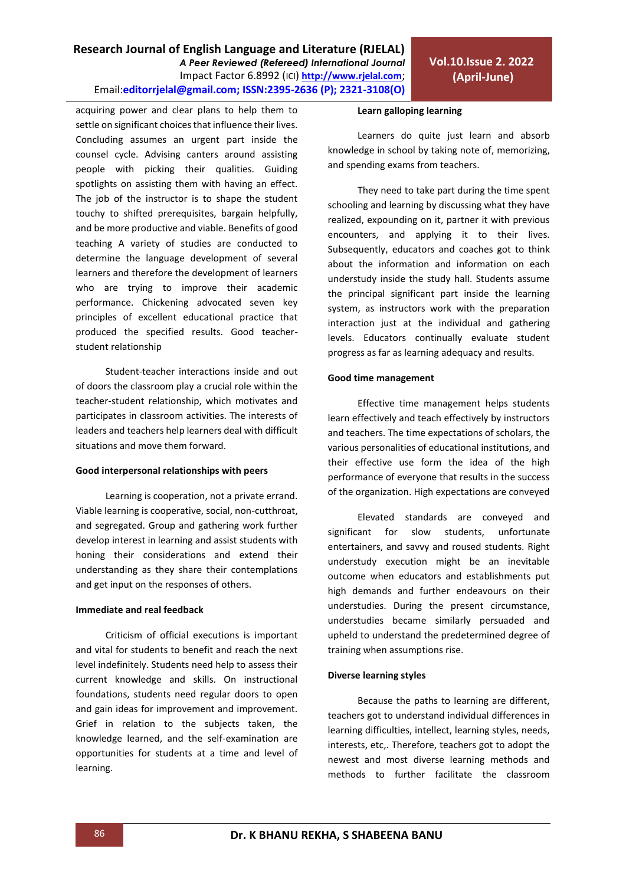acquiring power and clear plans to help them to settle on significant choices that influence their lives. Concluding assumes an urgent part inside the counsel cycle. Advising canters around assisting people with picking their qualities. Guiding spotlights on assisting them with having an effect. The job of the instructor is to shape the student touchy to shifted prerequisites, bargain helpfully, and be more productive and viable. Benefits of good teaching A variety of studies are conducted to determine the language development of several learners and therefore the development of learners who are trying to improve their academic performance. Chickening advocated seven key principles of excellent educational practice that produced the specified results. Good teacher-student relationship

Student-teacher interactions inside and out of doors the classroom play a crucial role within the teacher-student relationship, which motivates and participates in classroom activities. The interests of leaders and teachers help learners deal with difficult situations and move them forward.

#### Good interpersonal relationships with peers

Learning is cooperation, not a private errand. Viable learning is cooperative, social, non-cutthroat, and segregated. Group and gathering work further develop interest in learning and assist students with honing their considerations and extend their understanding as they share their contemplations and get input on the responses of others.

#### Immediate and real feedback

Criticism of official executions is important and vital for students to benefit and reach the next level indefinitely. Students need help to assess their current knowledge and skills. On instructional foundations, students need regular doors to open and gain ideas for improvement and improvement. Grief in relation to the subjects taken, the knowledge learned, and the self-examination are opportunities for students at a time and level of learning.

#### Learn galloping learning

Learners do quite just learn and absorb knowledge in school by taking note of, memorizing, and spending exams from teachers.

They need to take part during the time spent schooling and learning by discussing what they have realized, expounding on it, partner it with previous encounters, and applying it to their lives. Subsequently, educators and coaches got to think about the information and information on each understudy inside the study hall. Students assume the principal significant part inside the learning system, as instructors work with the preparation interaction just at the individual and gathering levels. Educators continually evaluate student progress as far as learning adequacy and results.

#### Good time management

Effective time management helps students learn effectively and teach effectively by instructors and teachers. The time expectations of scholars, the various personalities of educational institutions, and their effective use form the idea of the high performance of everyone that results in the success of the organization. High expectations are conveyed

Elevated standards are conveyed and significant for slow students, unfortunate entertainers, and savvy and roused students. Right understudy execution might be an inevitable outcome when educators and establishments put high demands and further endeavours on their understudies. During the present circumstance, understudies became similarly persuaded and upheld to understand the predetermined degree of training when assumptions rise.

#### Diverse learning styles

Because the paths to learning are different, teachers got to understand individual differences in learning difficulties, intellect, learning styles, needs, interests, etc,. Therefore, teachers got to adopt the newest and most diverse learning methods and methods to further facilitate the classroom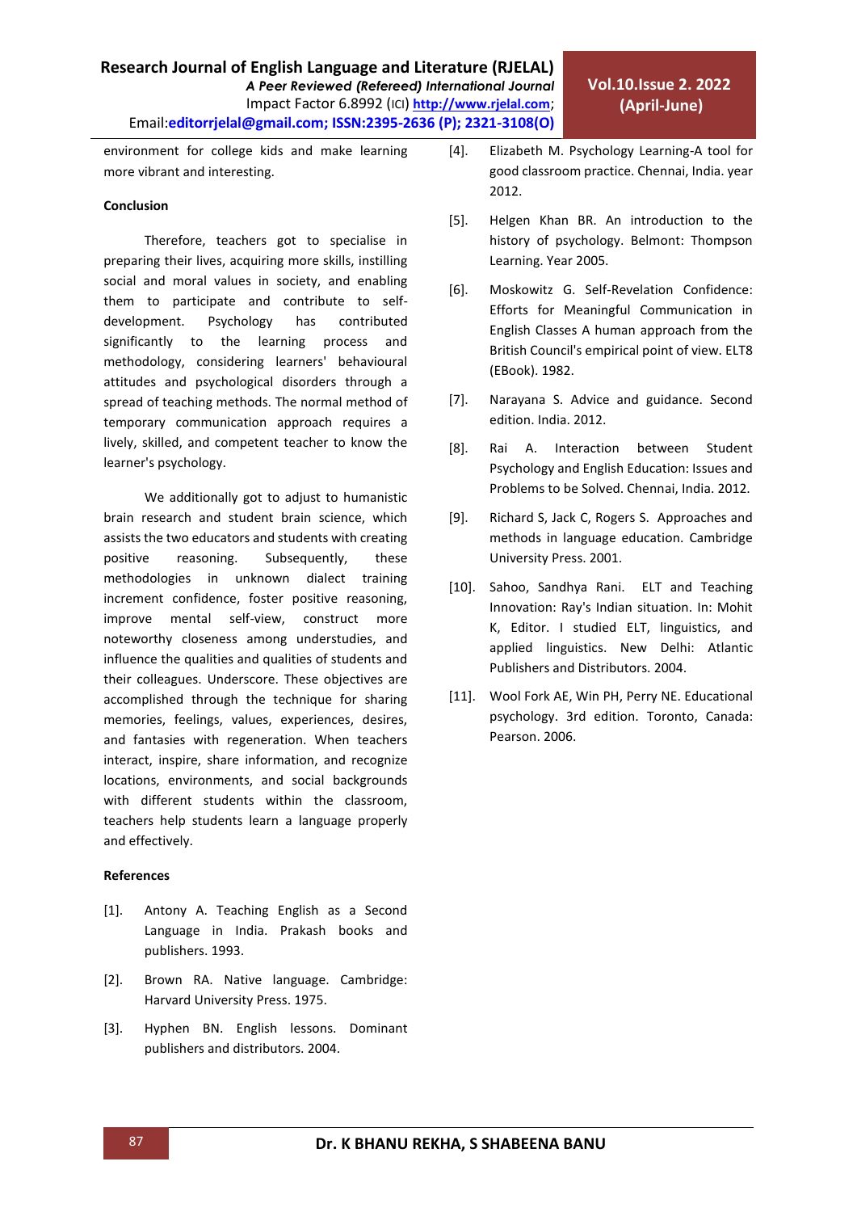environment for college kids and make learning more vibrant and interesting.

**Conclusion**

Therefore, teachers got to specialise in preparing their lives, acquiring more skills, instilling social and moral values in society, and enabling them to participate and contribute to self-development. Psychology has contributed significantly to the learning process and methodology, considering learners' behavioural attitudes and psychological disorders through a spread of teaching methods. The normal method of temporary communication approach requires a lively, skilled, and competent teacher to know the learner's psychology.

We additionally got to adjust to humanistic brain research and student brain science, which assists the two educators and students with creating positive reasoning. Subsequently, these methodologies in unknown dialect training increment confidence, foster positive reasoning, improve mental self-view, construct more noteworthy closeness among understudies, and influence the qualities and qualities of students and their colleagues. Underscore. These objectives are accomplished through the technique for sharing memories, feelings, values, experiences, desires, and fantasies with regeneration. When teachers interact, inspire, share information, and recognize locations, environments, and social backgrounds with different students within the classroom, teachers help students learn a language properly and effectively.

**References**

[1]. Antony A. Teaching English as a Second Language in India. Prakash books and publishers. 1993.

[2]. Brown RA. Native language. Cambridge: Harvard University Press. 1975.

[3]. Hyphen BN. English lessons. Dominant publishers and distributors. 2004.

[4]. Elizabeth M. Psychology Learning-A tool for good classroom practice. Chennai, India. year 2012.

[5]. Helgen Khan BR. An introduction to the history of psychology. Belmont: Thompson Learning. Year 2005.

[6]. Moskowitz G. Self-Revelation Confidence: Efforts for Meaningful Communication in English Classes A human approach from the British Council's empirical point of view. ELT8 (EBook). 1982.

[7]. Narayana S. Advice and guidance. Second edition. India. 2012.

[8]. Rai A. Interaction between Student Psychology and English Education: Issues and Problems to be Solved. Chennai, India. 2012.

[9]. Richard S, Jack C, Rogers S. Approaches and methods in language education. Cambridge University Press. 2001.

[10]. Sahoo, Sandhya Rani. ELT and Teaching Innovation: Ray's Indian situation. In: Mohit K, Editor. I studied ELT, linguistics, and applied linguistics. New Delhi: Atlantic Publishers and Distributors. 2004.

[11]. Wool Fork AE, Win PH, Perry NE. Educational psychology. 3rd edition. Toronto, Canada: Pearson. 2006.